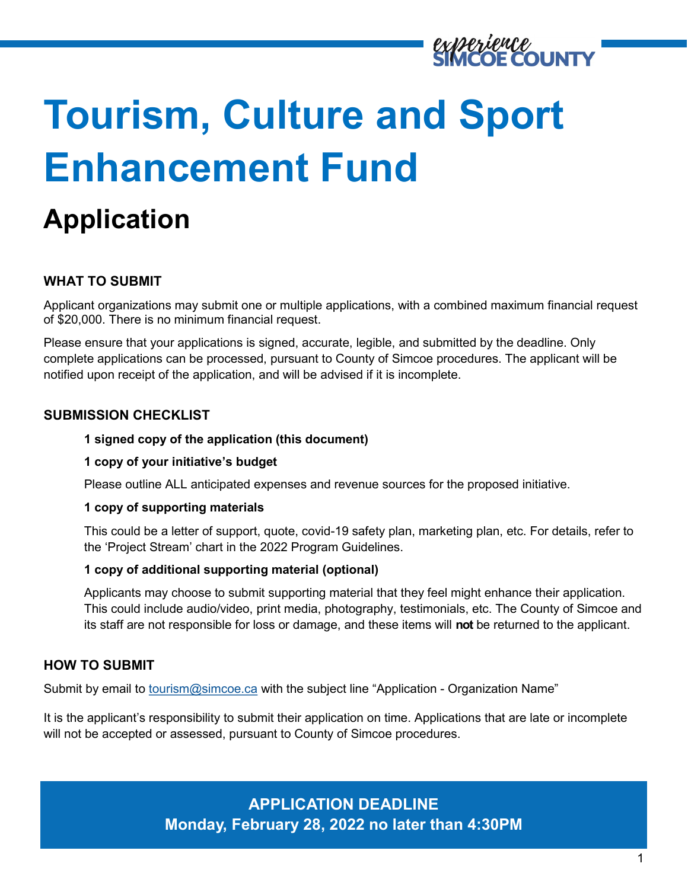# Tourism, Culture and Sport Enhancement Fund

## Application

### WHAT TO SUBMIT

Applicant organizations may submit one or multiple applications, with a combined maximum financial request of $20,000. There is no minimum financial request.

Please ensure that your applications is signed, accurate, legible, and submitted by the deadline. Only complete applications can be processed, pursuant to County of Simcoe procedures. The applicant will be notified upon receipt of the application, and will be advised if it is incomplete.

### SUBMISSION CHECKLIST

**1 signed copy of the application (this document)**

**1 copy of your initiative's budget**

Please outline ALL anticipated expenses and revenue sources for the proposed initiative.

**1 copy of supporting materials**

This could be a letter of support, quote, covid-19 safety plan, marketing plan, etc. For details, refer to the 'Project Stream' chart in the 2022 Program Guidelines.

**1 copy of additional supporting material (optional)**

Applicants may choose to submit supporting material that they feel might enhance their application. This could include audio/video, print media, photography, testimonials, etc. The County of Simcoe and its staff are not responsible for loss or damage, and these items will **not** be returned to the applicant.

### HOW TO SUBMIT

Submit by email to tourism@simcoe.ca with the subject line "Application - Organization Name"

It is the applicant's responsibility to submit their application on time. Applications that are late or incomplete will not be accepted or assessed, pursuant to County of Simcoe procedures.

**APPLICATION DEADLINE**
**Monday, February 28, 2022 no later than 4:30PM**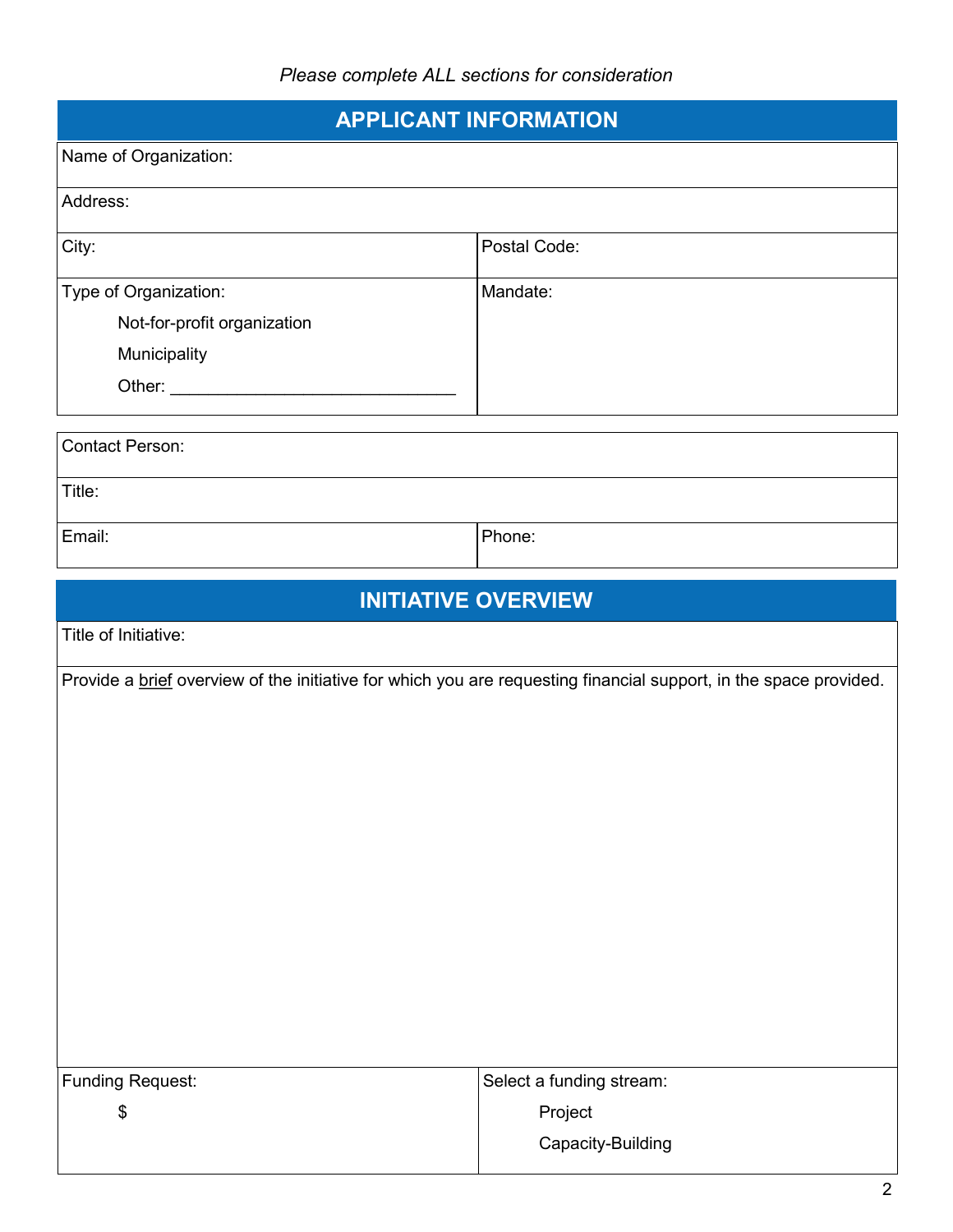*Please complete ALL sections for consideration*

## APPLICANT INFORMATION

| | |
|---|---|
| Name of Organization: | |
| Address: | |
| City: | Postal Code: |
| Type of Organization:<br>Not-for-profit organization<br>Municipality<br>Other: ______________________________ | Mandate: |

| | |
|---|---|
| Contact Person: | |
| Title: | |
| Email: | Phone: |

## INITIATIVE OVERVIEW

Title of Initiative:

Provide a brief overview of the initiative for which you are requesting financial support, in the space provided.

| | |
|---|---|
| Funding Request:<br>$ | Select a funding stream:<br>Project<br>Capacity-Building |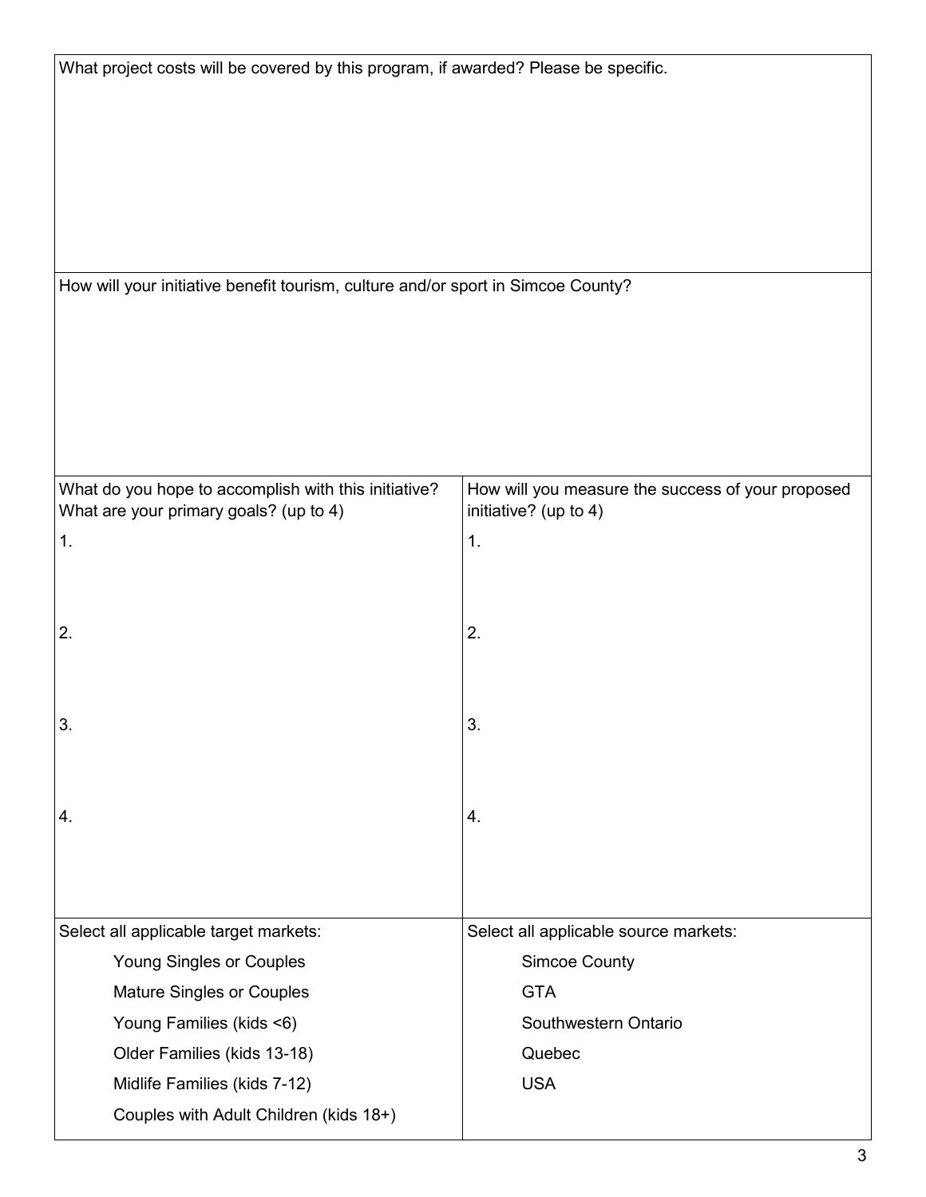What project costs will be covered by this program, if awarded? Please be specific.

How will your initiative benefit tourism, culture and/or sport in Simcoe County?

| What do you hope to accomplish with this initiative? What are your primary goals? (up to 4) | How will you measure the success of your proposed initiative? (up to 4) |
| --- | --- |
| 1. | 1. |
| 2. | 2. |
| 3. | 3. |
| 4. | 4. |

| Select all applicable target markets: | Select all applicable source markets: |
| --- | --- |
| Young Singles or Couples | Simcoe County |
| Mature Singles or Couples | GTA |
| Young Families (kids <6) | Southwestern Ontario |
| Older Families (kids 13-18) | Quebec |
| Midlife Families (kids 7-12) | USA |
| Couples with Adult Children (kids 18+) | |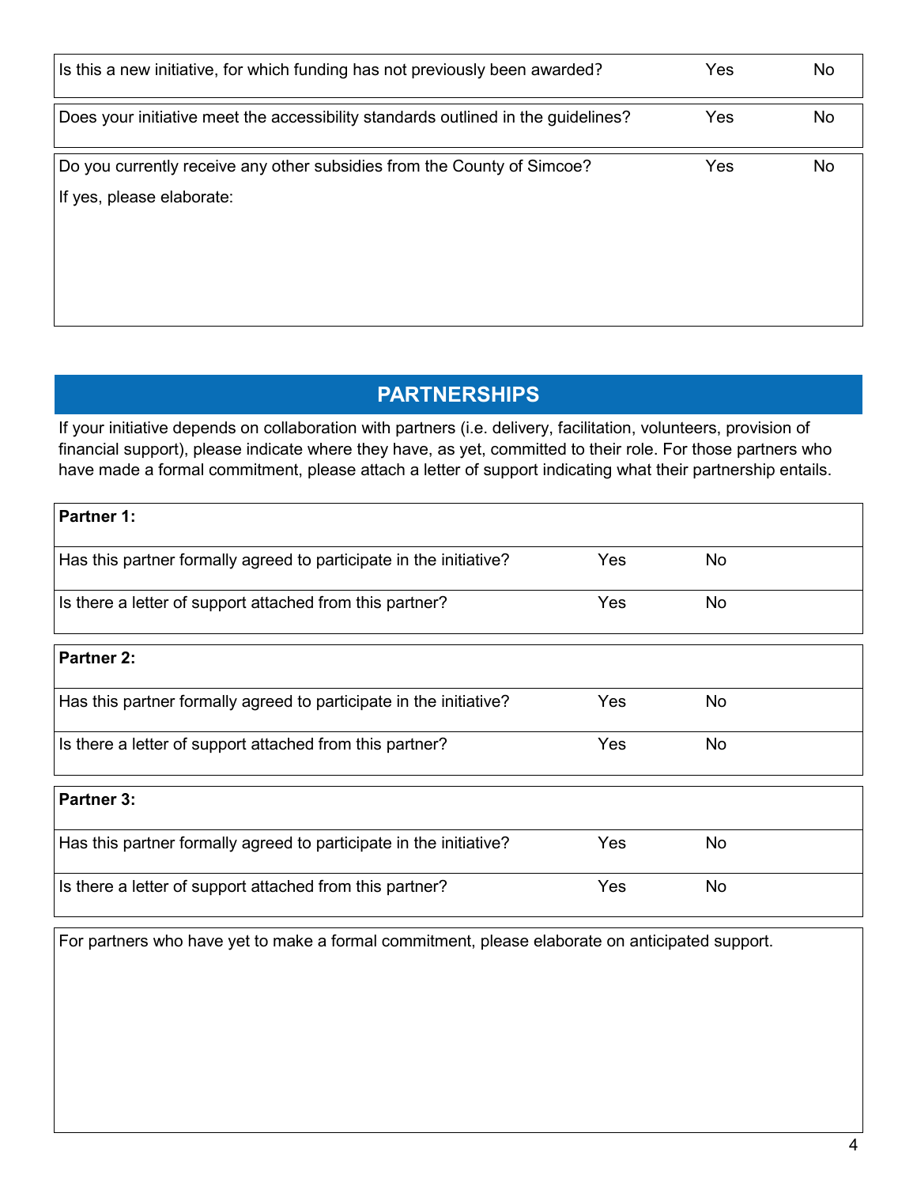| | | |
|---|---|---|
| Is this a new initiative, for which funding has not previously been awarded? | Yes | No |

| | | |
|---|---|---|
| Does your initiative meet the accessibility standards outlined in the guidelines? | Yes | No |

| | | |
|---|---|---|
| Do you currently receive any other subsidies from the County of Simcoe? | Yes | No |
| If yes, please elaborate: | | |

## PARTNERSHIPS

If your initiative depends on collaboration with partners (i.e. delivery, facilitation, volunteers, provision of financial support), please indicate where they have, as yet, committed to their role. For those partners who have made a formal commitment, please attach a letter of support indicating what their partnership entails.

| | | |
|---|---|---|
| **Partner 1:** | | |
| Has this partner formally agreed to participate in the initiative? | Yes | No |
| Is there a letter of support attached from this partner? | Yes | No |

| | | |
|---|---|---|
| **Partner 2:** | | |
| Has this partner formally agreed to participate in the initiative? | Yes | No |
| Is there a letter of support attached from this partner? | Yes | No |

| | | |
|---|---|---|
| **Partner 3:** | | |
| Has this partner formally agreed to participate in the initiative? | Yes | No |
| Is there a letter of support attached from this partner? | Yes | No |

For partners who have yet to make a formal commitment, please elaborate on anticipated support.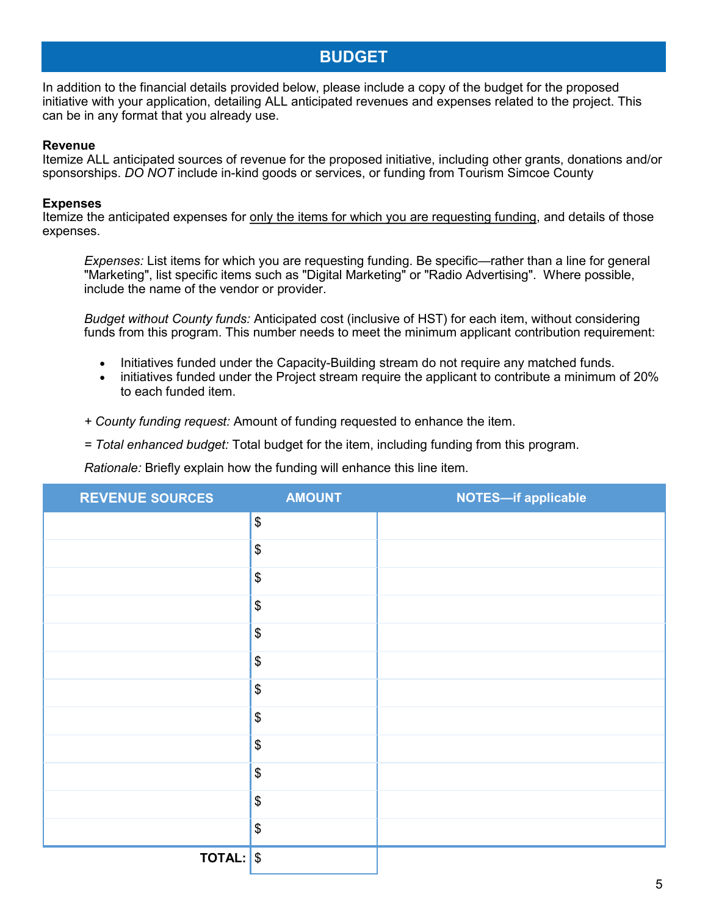## BUDGET

In addition to the financial details provided below, please include a copy of the budget for the proposed initiative with your application, detailing ALL anticipated revenues and expenses related to the project. This can be in any format that you already use.

**Revenue**
Itemize ALL anticipated sources of revenue for the proposed initiative, including other grants, donations and/or sponsorships. *DO NOT* include in-kind goods or services, or funding from Tourism Simcoe County

**Expenses**
Itemize the anticipated expenses for only the items for which you are requesting funding, and details of those expenses.

> *Expenses:* List items for which you are requesting funding. Be specific—rather than a line for general "Marketing", list specific items such as "Digital Marketing" or "Radio Advertising". Where possible, include the name of the vendor or provider.
>
> *Budget without County funds:* Anticipated cost (inclusive of HST) for each item, without considering funds from this program. This number needs to meet the minimum applicant contribution requirement:
>
> - Initiatives funded under the Capacity-Building stream do not require any matched funds.
> - initiatives funded under the Project stream require the applicant to contribute a minimum of 20% to each funded item.
>
> + *County funding request:* Amount of funding requested to enhance the item.
>
> = *Total enhanced budget:* Total budget for the item, including funding from this program.
>
> *Rationale:* Briefly explain how the funding will enhance this line item.

| REVENUE SOURCES | AMOUNT | NOTES—if applicable |
|---|---|---|
| | $ | |
| | $ | |
| | $ | |
| | $ | |
| | $ | |
| | $ | |
| | $ | |
| | $ | |
| | $ | |
| | $ | |
| | $ | |
| | $ | |
| **TOTAL:** | $ | |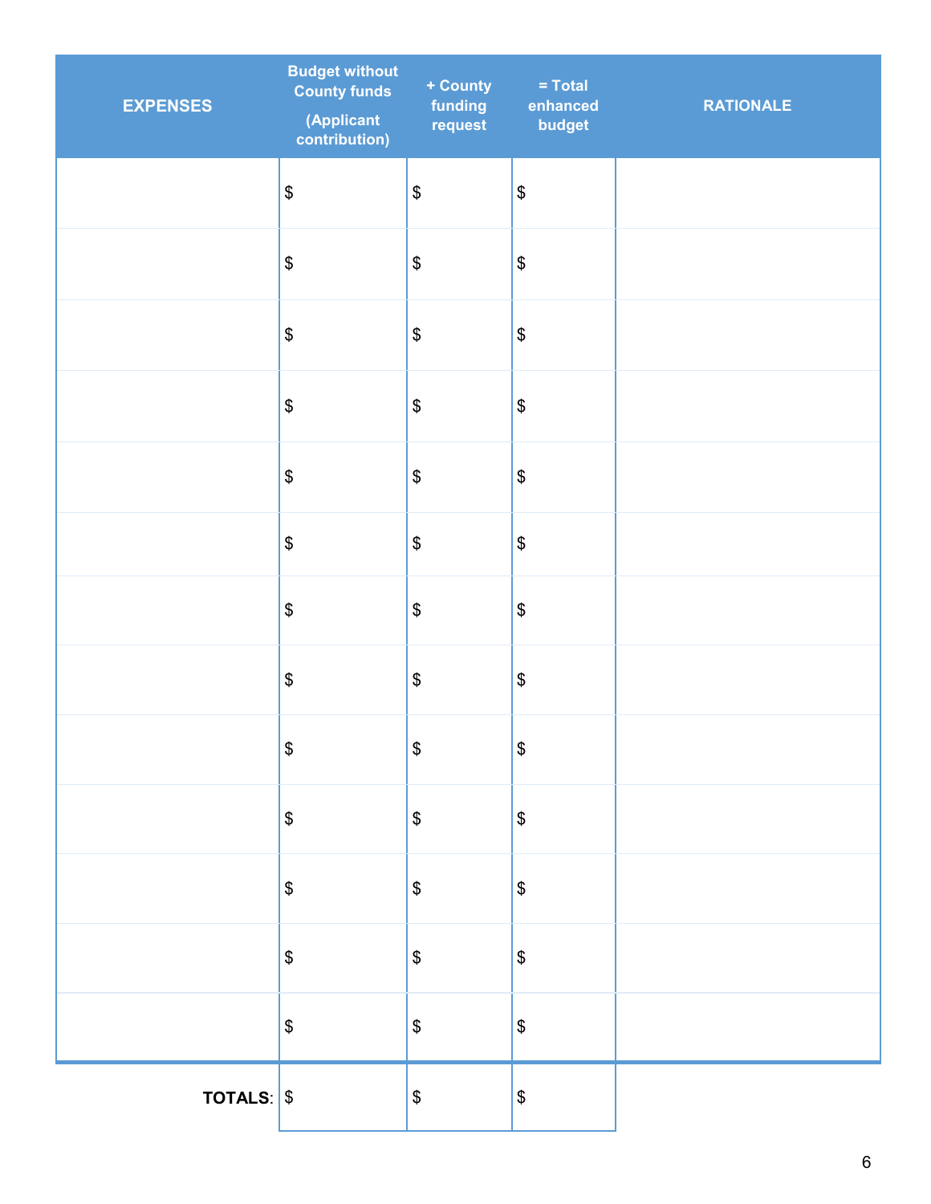| EXPENSES | Budget without County funds (Applicant contribution) | + County funding request | = Total enhanced budget | RATIONALE |
|---|---|---|---|---|
| | $ | $ | $ | |
| | $ | $ | $ | |
| | $ | $ | $ | |
| | $ | $ | $ | |
| | $ | $ | $ | |
| | $ | $ | $ | |
| | $ | $ | $ | |
| | $ | $ | $ | |
| | $ | $ | $ | |
| | $ | $ | $ | |
| | $ | $ | $ | |
| | $ | $ | $ | |
| | $ | $ | $ | |
| **TOTALS**: | $ | $ | $ | |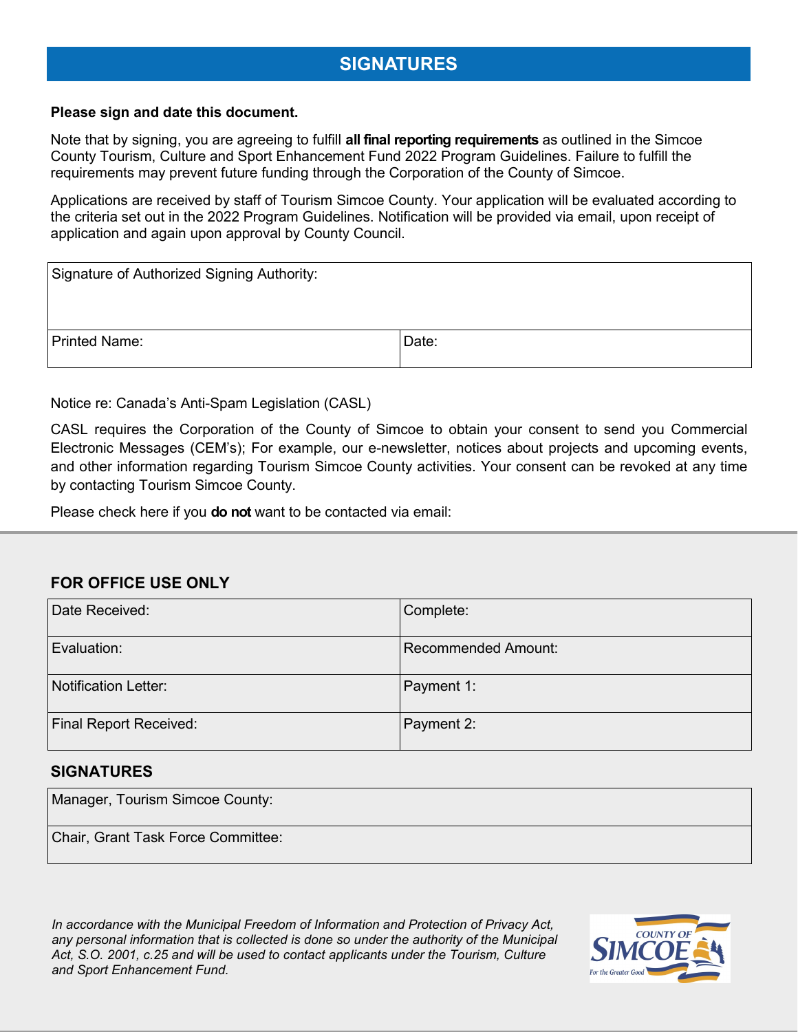## SIGNATURES

**Please sign and date this document.**

Note that by signing, you are agreeing to fulfill **all final reporting requirements** as outlined in the Simcoe County Tourism, Culture and Sport Enhancement Fund 2022 Program Guidelines. Failure to fulfill the requirements may prevent future funding through the Corporation of the County of Simcoe.

Applications are received by staff of Tourism Simcoe County. Your application will be evaluated according to the criteria set out in the 2022 Program Guidelines. Notification will be provided via email, upon receipt of application and again upon approval by County Council.

| | |
|---|---|
| Signature of Authorized Signing Authority: | |
| Printed Name: | Date: |

Notice re: Canada's Anti-Spam Legislation (CASL)

CASL requires the Corporation of the County of Simcoe to obtain your consent to send you Commercial Electronic Messages (CEM's); For example, our e-newsletter, notices about projects and upcoming events, and other information regarding Tourism Simcoe County activities. Your consent can be revoked at any time by contacting Tourism Simcoe County.

Please check here if you **do not** want to be contacted via email:

### FOR OFFICE USE ONLY

| | |
|---|---|
| Date Received: | Complete: |
| Evaluation: | Recommended Amount: |
| Notification Letter: | Payment 1: |
| Final Report Received: | Payment 2: |

### SIGNATURES

| |
|---|
| Manager, Tourism Simcoe County: |
| Chair, Grant Task Force Committee: |

*In accordance with the Municipal Freedom of Information and Protection of Privacy Act, any personal information that is collected is done so under the authority of the Municipal Act, S.O. 2001, c.25 and will be used to contact applicants under the Tourism, Culture and Sport Enhancement Fund.*

COUNTY OF SIMCOE
For the Greater Good